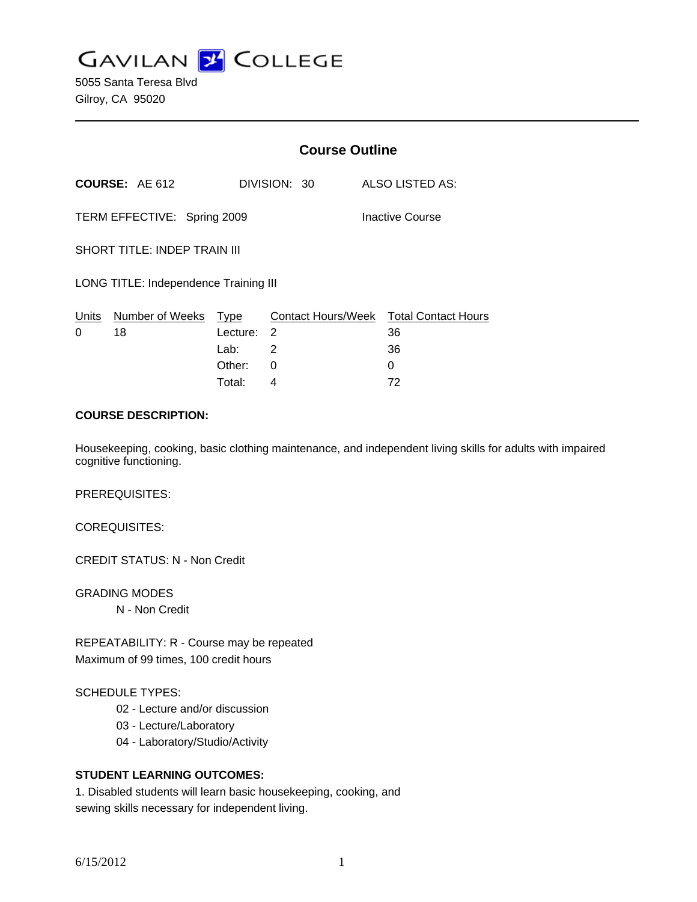# GAVILAN COLLEGE

5055 Santa Teresa Blvd
Gilroy, CA 95020

---

## Course Outline

**COURSE:** AE 612 DIVISION: 30 ALSO LISTED AS:

TERM EFFECTIVE: Spring 2009 Inactive Course

SHORT TITLE: INDEP TRAIN III

LONG TITLE: Independence Training III

| Units | Number of Weeks | Type | Contact Hours/Week | Total Contact Hours |
|---|---|---|---|---|
| 0 | 18 | Lecture: | 2 | 36 |
| | | Lab: | 2 | 36 |
| | | Other: | 0 | 0 |
| | | Total: | 4 | 72 |

**COURSE DESCRIPTION:**

Housekeeping, cooking, basic clothing maintenance, and independent living skills for adults with impaired cognitive functioning.

PREREQUISITES:

COREQUISITES:

CREDIT STATUS: N - Non Credit

GRADING MODES
- N - Non Credit

REPEATABILITY: R - Course may be repeated
Maximum of 99 times, 100 credit hours

SCHEDULE TYPES:
- 02 - Lecture and/or discussion
- 03 - Lecture/Laboratory
- 04 - Laboratory/Studio/Activity

**STUDENT LEARNING OUTCOMES:**

1. Disabled students will learn basic housekeeping, cooking, and sewing skills necessary for independent living.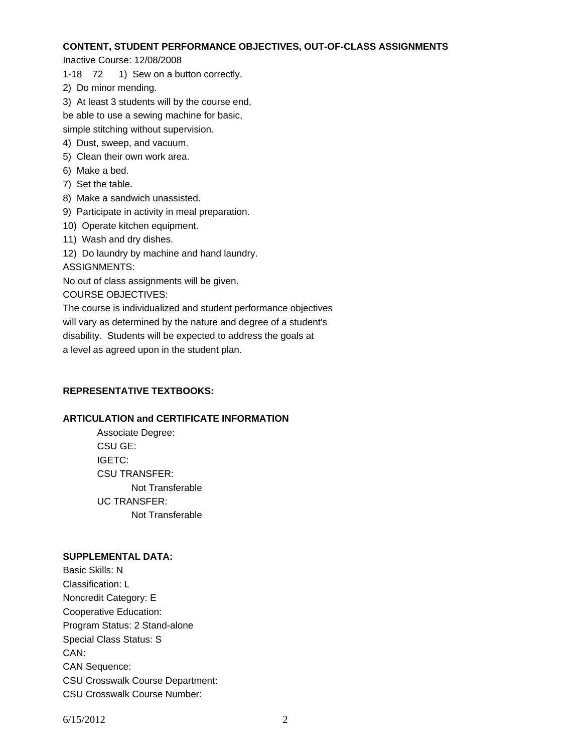**CONTENT, STUDENT PERFORMANCE OBJECTIVES, OUT-OF-CLASS ASSIGNMENTS**

Inactive Course: 12/08/2008

1-18 72 1) Sew on a button correctly.

2) Do minor mending.

3) At least 3 students will by the course end,
be able to use a sewing machine for basic,
simple stitching without supervision.

4) Dust, sweep, and vacuum.

5) Clean their own work area.

6) Make a bed.

7) Set the table.

8) Make a sandwich unassisted.

9) Participate in activity in meal preparation.

10) Operate kitchen equipment.

11) Wash and dry dishes.

12) Do laundry by machine and hand laundry.

ASSIGNMENTS:

No out of class assignments will be given.

COURSE OBJECTIVES:

The course is individualized and student performance objectives
will vary as determined by the nature and degree of a student's
disability. Students will be expected to address the goals at
a level as agreed upon in the student plan.

**REPRESENTATIVE TEXTBOOKS:**

**ARTICULATION and CERTIFICATE INFORMATION**

Associate Degree:
CSU GE:
IGETC:
CSU TRANSFER:
    Not Transferable
UC TRANSFER:
    Not Transferable

**SUPPLEMENTAL DATA:**

Basic Skills: N
Classification: L
Noncredit Category: E
Cooperative Education:
Program Status: 2 Stand-alone
Special Class Status: S
CAN:
CAN Sequence:
CSU Crosswalk Course Department:
CSU Crosswalk Course Number: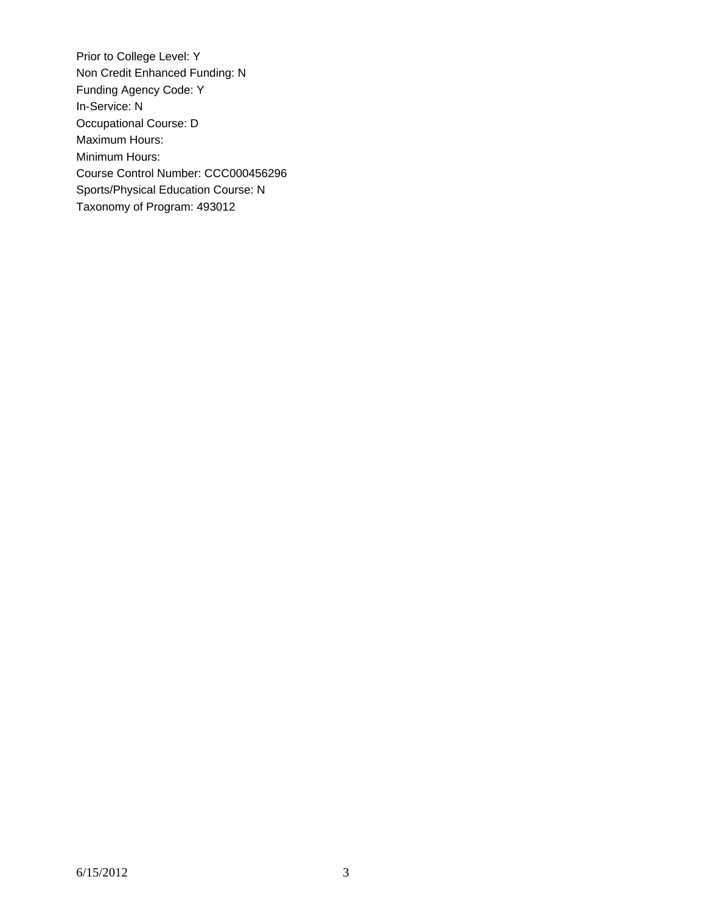Prior to College Level: Y
Non Credit Enhanced Funding: N
Funding Agency Code: Y
In-Service: N
Occupational Course: D
Maximum Hours:
Minimum Hours:
Course Control Number: CCC000456296
Sports/Physical Education Course: N
Taxonomy of Program: 493012